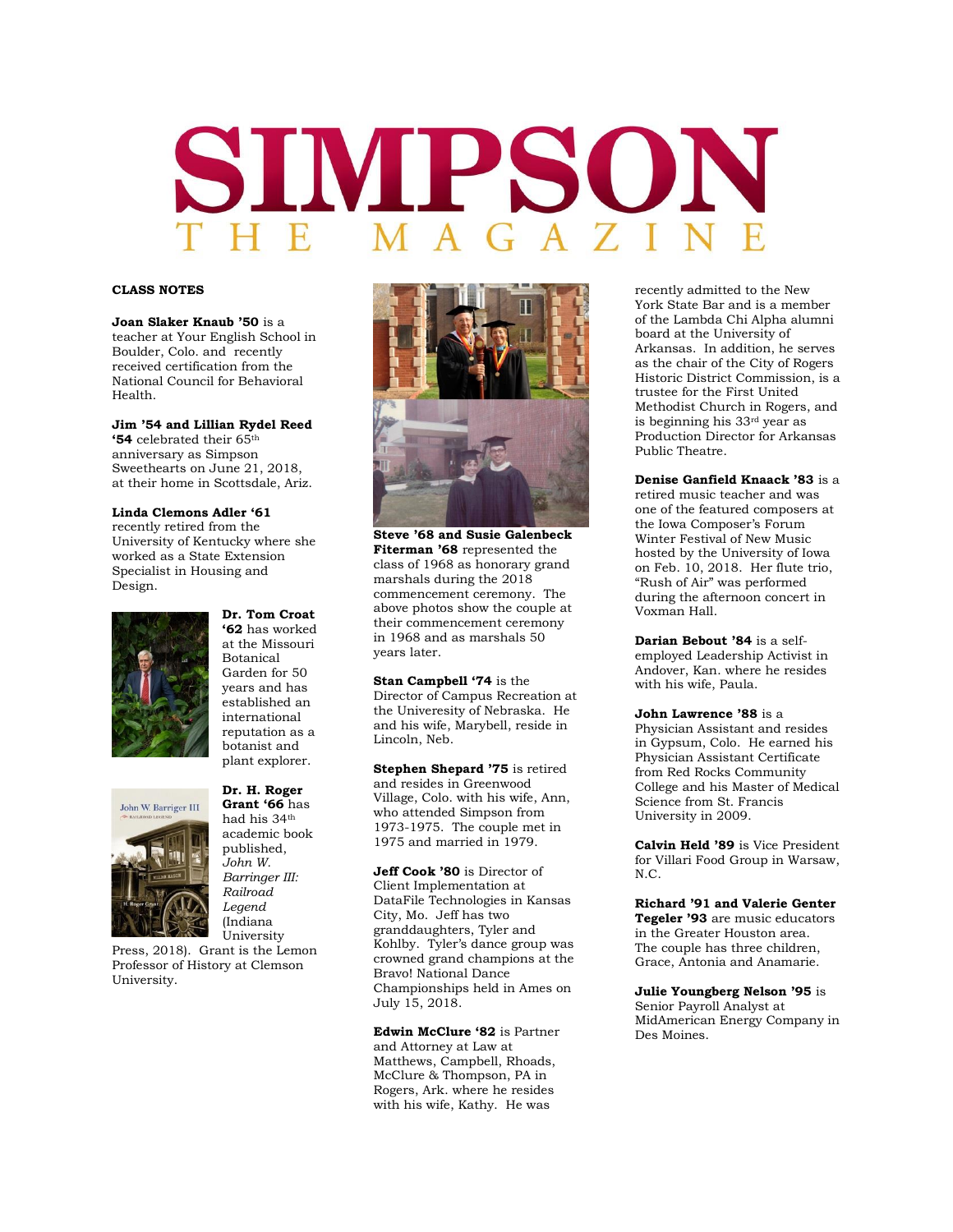# SIMPSON

## THE MAGAZINE

**CLASS NOTES**

**Joan Slaker Knaub ’50** is a teacher at Your English School in Boulder, Colo. and recently received certification from the National Council for Behavioral Health.

**Jim ’54 and Lillian Rydel Reed ‘54** celebrated their 65th anniversary as Simpson Sweethearts on June 21, 2018, at their home in Scottsdale, Ariz.

**Linda Clemons Adler ‘61** recently retired from the University of Kentucky where she worked as a State Extension Specialist in Housing and Design.

**Dr. Tom Croat ‘62** has worked at the Missouri Botanical Garden for 50 years and has established an international reputation as a botanist and plant explorer.

**Dr. H. Roger Grant ‘66** has had his 34th academic book published, *John W. Barringer III: Railroad Legend* (Indiana University Press, 2018). Grant is the Lemon Professor of History at Clemson University.

**Steve ’68 and Susie Galenbeck Fiterman ’68** represented the class of 1968 as honorary grand marshals during the 2018 commencement ceremony. The above photos show the couple at their commencement ceremony in 1968 and as marshals 50 years later.

**Stan Campbell ‘74** is the Director of Campus Recreation at the Univeresity of Nebraska. He and his wife, Marybell, reside in Lincoln, Neb.

**Stephen Shepard ’75** is retired and resides in Greenwood Village, Colo. with his wife, Ann, who attended Simpson from 1973-1975. The couple met in 1975 and married in 1979.

**Jeff Cook ’80** is Director of Client Implementation at DataFile Technologies in Kansas City, Mo. Jeff has two granddaughters, Tyler and Kohlby. Tyler’s dance group was crowned grand champions at the Bravo! National Dance Championships held in Ames on July 15, 2018.

**Edwin McClure ‘82** is Partner and Attorney at Law at Matthews, Campbell, Rhoads, McClure & Thompson, PA in Rogers, Ark. where he resides with his wife, Kathy. He was recently admitted to the New York State Bar and is a member of the Lambda Chi Alpha alumni board at the University of Arkansas. In addition, he serves as the chair of the City of Rogers Historic District Commission, is a trustee for the First United Methodist Church in Rogers, and is beginning his 33rd year as Production Director for Arkansas Public Theatre.

**Denise Ganfield Knaack ’83** is a retired music teacher and was one of the featured composers at the Iowa Composer’s Forum Winter Festival of New Music hosted by the University of Iowa on Feb. 10, 2018. Her flute trio, “Rush of Air” was performed during the afternoon concert in Voxman Hall.

**Darian Bebout ’84** is a self-employed Leadership Activist in Andover, Kan. where he resides with his wife, Paula.

**John Lawrence ’88** is a Physician Assistant and resides in Gypsum, Colo. He earned his Physician Assistant Certificate from Red Rocks Community College and his Master of Medical Science from St. Francis University in 2009.

**Calvin Held ’89** is Vice President for Villari Food Group in Warsaw, N.C.

**Richard ’91 and Valerie Genter Tegeler ’93** are music educators in the Greater Houston area. The couple has three children, Grace, Antonia and Anamarie.

**Julie Youngberg Nelson ’95** is Senior Payroll Analyst at MidAmerican Energy Company in Des Moines.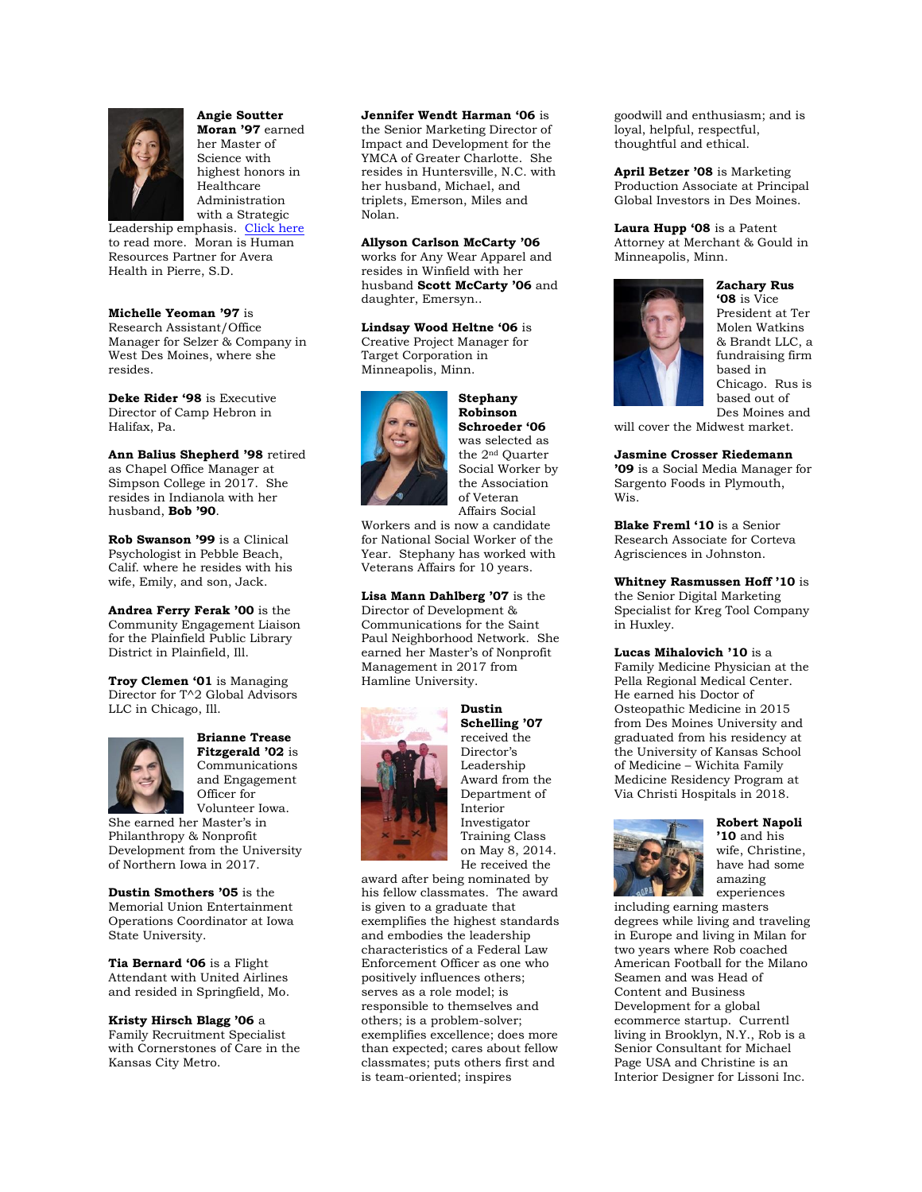**Angie Soutter Moran '97** earned her Master of Science with highest honors in Healthcare Administration with a Strategic Leadership emphasis. Click here to read more. Moran is Human Resources Partner for Avera Health in Pierre, S.D.

**Michelle Yeoman '97** is Research Assistant/Office Manager for Selzer & Company in West Des Moines, where she resides.

**Deke Rider '98** is Executive Director of Camp Hebron in Halifax, Pa.

**Ann Balius Shepherd '98** retired as Chapel Office Manager at Simpson College in 2017. She resides in Indianola with her husband, **Bob '90**.

**Rob Swanson '99** is a Clinical Psychologist in Pebble Beach, Calif. where he resides with his wife, Emily, and son, Jack.

**Andrea Ferry Ferak '00** is the Community Engagement Liaison for the Plainfield Public Library District in Plainfield, Ill.

**Troy Clemen '01** is Managing Director for T^2 Global Advisors LLC in Chicago, Ill.

**Brianne Trease Fitzgerald '02** is Communications and Engagement Officer for Volunteer Iowa. She earned her Master's in Philanthropy & Nonprofit Development from the University of Northern Iowa in 2017.

**Dustin Smothers '05** is the Memorial Union Entertainment Operations Coordinator at Iowa State University.

**Tia Bernard '06** is a Flight Attendant with United Airlines and resided in Springfield, Mo.

**Kristy Hirsch Blagg '06** a Family Recruitment Specialist with Cornerstones of Care in the Kansas City Metro.

**Jennifer Wendt Harman '06** is the Senior Marketing Director of Impact and Development for the YMCA of Greater Charlotte. She resides in Huntersville, N.C. with her husband, Michael, and triplets, Emerson, Miles and Nolan.

**Allyson Carlson McCarty '06** works for Any Wear Apparel and resides in Winfield with her husband **Scott McCarty '06** and daughter, Emersyn..

**Lindsay Wood Heltne '06** is Creative Project Manager for Target Corporation in Minneapolis, Minn.

**Stephany Robinson Schroeder '06** was selected as the 2nd Quarter Social Worker by the Association of Veteran Affairs Social Workers and is now a candidate for National Social Worker of the Year. Stephany has worked with Veterans Affairs for 10 years.

**Lisa Mann Dahlberg '07** is the Director of Development & Communications for the Saint Paul Neighborhood Network. She earned her Master's of Nonprofit Management in 2017 from Hamline University.

**Dustin Schelling '07** received the Director's Leadership Award from the Department of Interior Investigator Training Class on May 8, 2014. He received the award after being nominated by his fellow classmates. The award is given to a graduate that exemplifies the highest standards and embodies the leadership characteristics of a Federal Law Enforcement Officer as one who positively influences others; serves as a role model; is responsible to themselves and others; is a problem-solver; exemplifies excellence; does more than expected; cares about fellow classmates; puts others first and is team-oriented; inspires goodwill and enthusiasm; and is loyal, helpful, respectful, thoughtful and ethical.

**April Betzer '08** is Marketing Production Associate at Principal Global Investors in Des Moines.

**Laura Hupp '08** is a Patent Attorney at Merchant & Gould in Minneapolis, Minn.

**Zachary Rus '08** is Vice President at Ter Molen Watkins & Brandt LLC, a fundraising firm based in Chicago. Rus is based out of Des Moines and will cover the Midwest market.

**Jasmine Crosser Riedemann '09** is a Social Media Manager for Sargento Foods in Plymouth, Wis.

**Blake Freml '10** is a Senior Research Associate for Corteva Agrisciences in Johnston.

**Whitney Rasmussen Hoff '10** is the Senior Digital Marketing Specialist for Kreg Tool Company in Huxley.

**Lucas Mihalovich '10** is a Family Medicine Physician at the Pella Regional Medical Center. He earned his Doctor of Osteopathic Medicine in 2015 from Des Moines University and graduated from his residency at the University of Kansas School of Medicine – Wichita Family Medicine Residency Program at Via Christi Hospitals in 2018.

**Robert Napoli '10** and his wife, Christine, have had some amazing experiences including earning masters degrees while living and traveling in Europe and living in Milan for two years where Rob coached American Football for the Milano Seamen and was Head of Content and Business Development for a global ecommerce startup. Currentl living in Brooklyn, N.Y., Rob is a Senior Consultant for Michael Page USA and Christine is an Interior Designer for Lissoni Inc.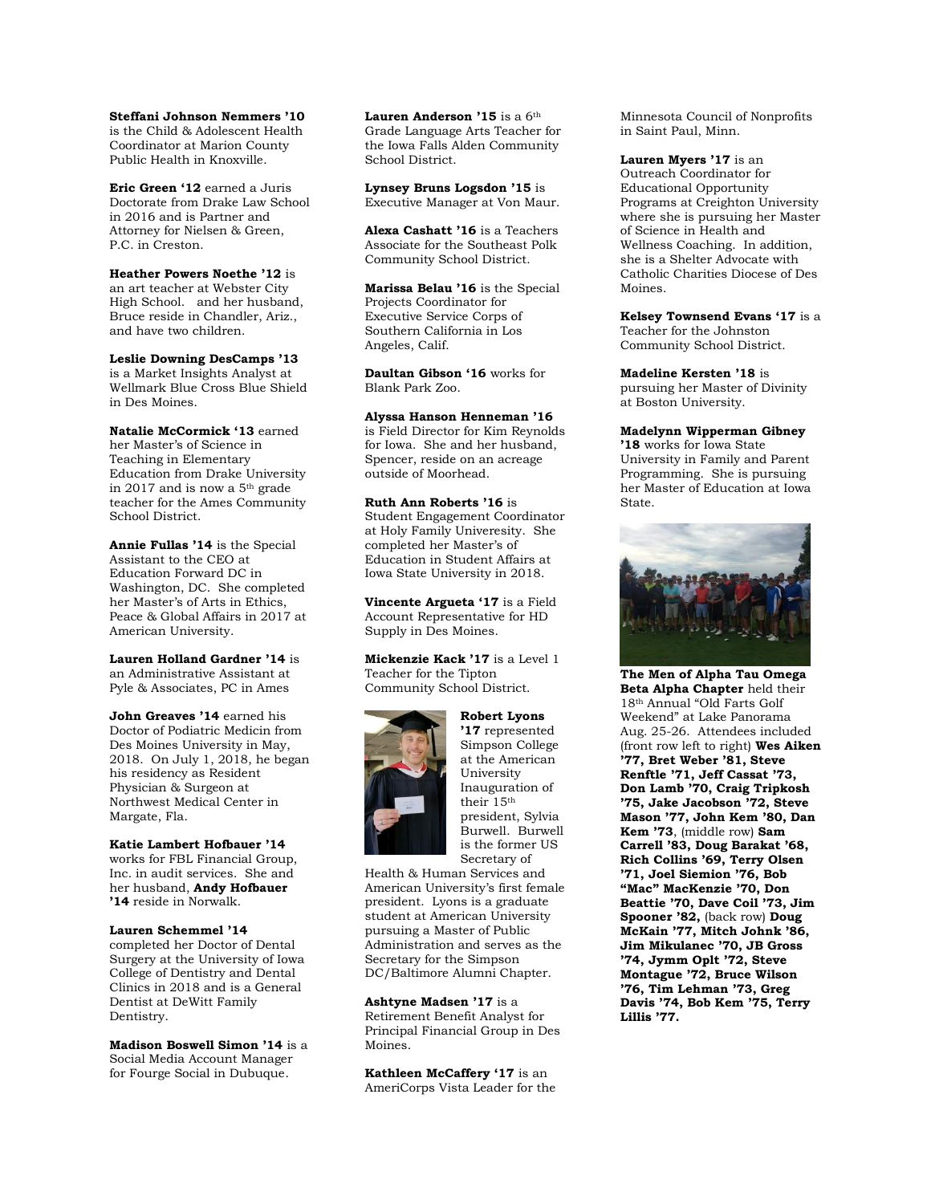**Steffani Johnson Nemmers '10** is the Child & Adolescent Health Coordinator at Marion County Public Health in Knoxville.

**Eric Green '12** earned a Juris Doctorate from Drake Law School in 2016 and is Partner and Attorney for Nielsen & Green, P.C. in Creston.

**Heather Powers Noethe '12** is an art teacher at Webster City High School. and her husband, Bruce reside in Chandler, Ariz., and have two children.

**Leslie Downing DesCamps '13** is a Market Insights Analyst at Wellmark Blue Cross Blue Shield in Des Moines.

**Natalie McCormick '13** earned her Master's of Science in Teaching in Elementary Education from Drake University in 2017 and is now a 5th grade teacher for the Ames Community School District.

**Annie Fullas '14** is the Special Assistant to the CEO at Education Forward DC in Washington, DC. She completed her Master's of Arts in Ethics, Peace & Global Affairs in 2017 at American University.

**Lauren Holland Gardner '14** is an Administrative Assistant at Pyle & Associates, PC in Ames

**John Greaves '14** earned his Doctor of Podiatric Medicin from Des Moines University in May, 2018. On July 1, 2018, he began his residency as Resident Physician & Surgeon at Northwest Medical Center in Margate, Fla.

**Katie Lambert Hofbauer '14** works for FBL Financial Group, Inc. in audit services. She and her husband, **Andy Hofbauer '14** reside in Norwalk.

**Lauren Schemmel '14** completed her Doctor of Dental Surgery at the University of Iowa College of Dentistry and Dental Clinics in 2018 and is a General Dentist at DeWitt Family Dentistry.

**Madison Boswell Simon '14** is a Social Media Account Manager for Fourge Social in Dubuque.

**Lauren Anderson '15** is a 6th Grade Language Arts Teacher for the Iowa Falls Alden Community School District.

**Lynsey Bruns Logsdon '15** is Executive Manager at Von Maur.

**Alexa Cashatt '16** is a Teachers Associate for the Southeast Polk Community School District.

**Marissa Belau '16** is the Special Projects Coordinator for Executive Service Corps of Southern California in Los Angeles, Calif.

**Daultan Gibson '16** works for Blank Park Zoo.

**Alyssa Hanson Henneman '16** is Field Director for Kim Reynolds for Iowa. She and her husband, Spencer, reside on an acreage outside of Moorhead.

**Ruth Ann Roberts '16** is Student Engagement Coordinator at Holy Family Univeresity. She completed her Master's of Education in Student Affairs at Iowa State University in 2018.

**Vincente Argueta '17** is a Field Account Representative for HD Supply in Des Moines.

**Mickenzie Kack '17** is a Level 1 Teacher for the Tipton Community School District.

**Robert Lyons '17** represented Simpson College at the American University Inauguration of their 15th president, Sylvia Burwell. Burwell is the former US Secretary of Health & Human Services and American University's first female president. Lyons is a graduate student at American University pursuing a Master of Public Administration and serves as the Secretary for the Simpson DC/Baltimore Alumni Chapter.

**Ashtyne Madsen '17** is a Retirement Benefit Analyst for Principal Financial Group in Des Moines.

**Kathleen McCaffery '17** is an AmeriCorps Vista Leader for the Minnesota Council of Nonprofits in Saint Paul, Minn.

**Lauren Myers '17** is an Outreach Coordinator for Educational Opportunity Programs at Creighton University where she is pursuing her Master of Science in Health and Wellness Coaching. In addition, she is a Shelter Advocate with Catholic Charities Diocese of Des Moines.

**Kelsey Townsend Evans '17** is a Teacher for the Johnston Community School District.

**Madeline Kersten '18** is pursuing her Master of Divinity at Boston University.

**Madelynn Wipperman Gibney '18** works for Iowa State University in Family and Parent Programming. She is pursuing her Master of Education at Iowa State.

**The Men of Alpha Tau Omega Beta Alpha Chapter** held their 18th Annual "Old Farts Golf Weekend" at Lake Panorama Aug. 25-26. Attendees included (front row left to right) **Wes Aiken '77, Bret Weber '81, Steve Renftle '71, Jeff Cassat '73, Don Lamb '70, Craig Tripkosh '75, Jake Jacobson '72, Steve Mason '77, John Kem '80, Dan Kem '73**, (middle row) **Sam Carrell '83, Doug Barakat '68, Rich Collins '69, Terry Olsen '71, Joel Siemion '76, Bob "Mac" MacKenzie '70, Don Beattie '70, Dave Coil '73, Jim Spooner '82,** (back row) **Doug McKain '77, Mitch Johnk '86, Jim Mikulanec '70, JB Gross '74, Jymm Oplt '72, Steve Montague '72, Bruce Wilson '76, Tim Lehman '73, Greg Davis '74, Bob Kem '75, Terry Lillis '77.**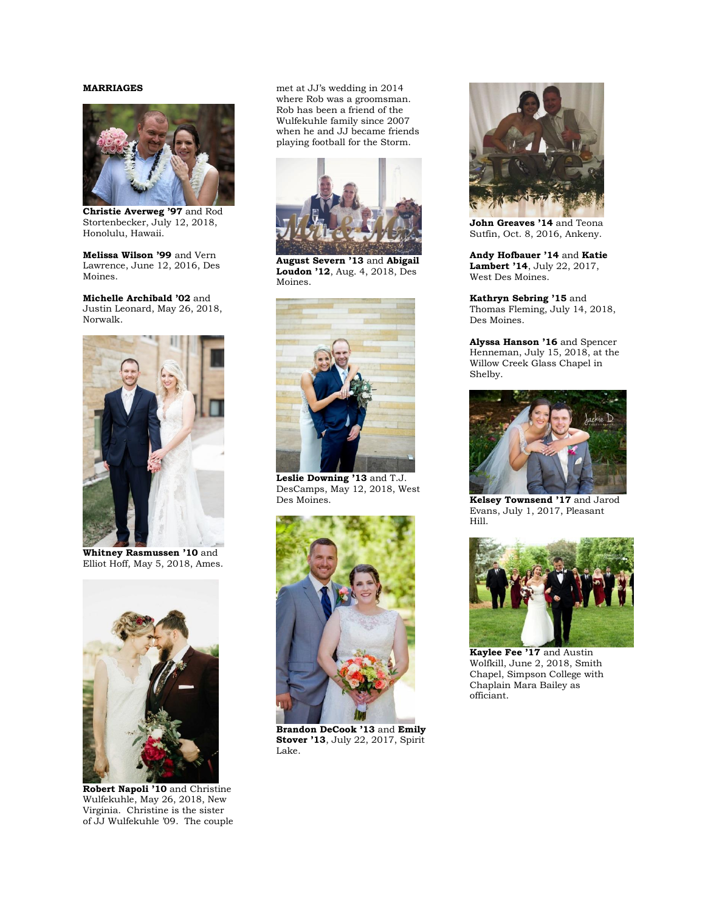**MARRIAGES**

**Christie Averweg '97** and Rod Stortenbecker, July 12, 2018, Honolulu, Hawaii.

**Melissa Wilson '99** and Vern Lawrence, June 12, 2016, Des Moines.

**Michelle Archibald '02** and Justin Leonard, May 26, 2018, Norwalk.

**Whitney Rasmussen '10** and Elliot Hoff, May 5, 2018, Ames.

**Robert Napoli '10** and Christine Wulfekuhle, May 26, 2018, New Virginia. Christine is the sister of JJ Wulfekuhle '09. The couple met at JJ's wedding in 2014 where Rob was a groomsman. Rob has been a friend of the Wulfekuhle family since 2007 when he and JJ became friends playing football for the Storm.

**August Severn '13** and **Abigail Loudon '12**, Aug. 4, 2018, Des Moines.

**Leslie Downing '13** and T.J. DesCamps, May 12, 2018, West Des Moines.

**Brandon DeCook '13** and **Emily Stover '13**, July 22, 2017, Spirit Lake.

**John Greaves '14** and Teona Sutfin, Oct. 8, 2016, Ankeny.

**Andy Hofbauer '14** and **Katie Lambert '14**, July 22, 2017, West Des Moines.

**Kathryn Sebring '15** and Thomas Fleming, July 14, 2018, Des Moines.

**Alyssa Hanson '16** and Spencer Henneman, July 15, 2018, at the Willow Creek Glass Chapel in Shelby.

**Kelsey Townsend '17** and Jarod Evans, July 1, 2017, Pleasant Hill.

**Kaylee Fee '17** and Austin Wolfkill, June 2, 2018, Smith Chapel, Simpson College with Chaplain Mara Bailey as officiant.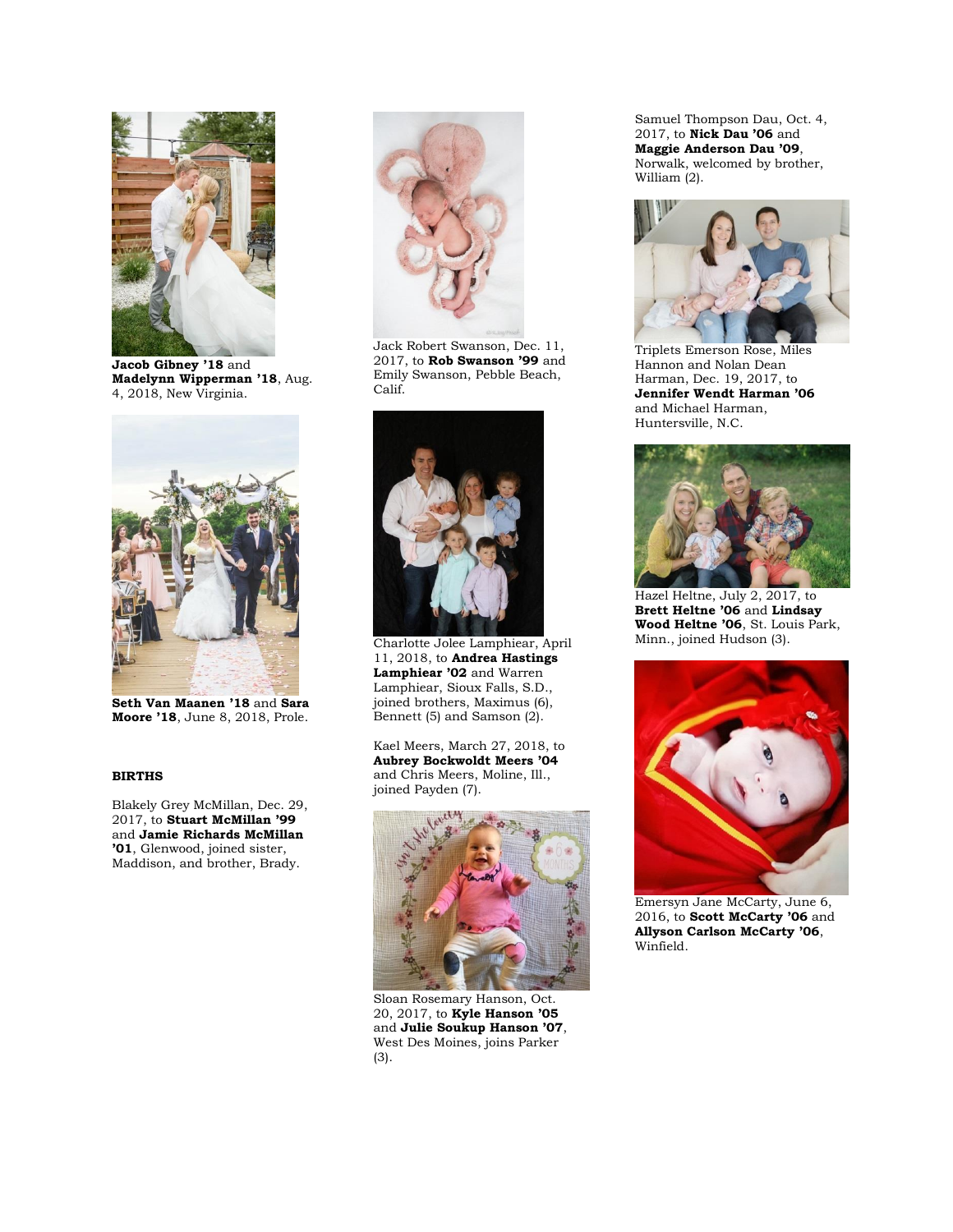**Jacob Gibney ’18** and **Madelynn Wipperman ’18**, Aug. 4, 2018, New Virginia.

**Seth Van Maanen ’18** and **Sara Moore ’18**, June 8, 2018, Prole.

## BIRTHS

Blakely Grey McMillan, Dec. 29, 2017, to **Stuart McMillan ’99** and **Jamie Richards McMillan ’01**, Glenwood, joined sister, Maddison, and brother, Brady.

Jack Robert Swanson, Dec. 11, 2017, to **Rob Swanson ’99** and Emily Swanson, Pebble Beach, Calif.

Charlotte Jolee Lamphiear, April 11, 2018, to **Andrea Hastings Lamphiear ’02** and Warren Lamphiear, Sioux Falls, S.D., joined brothers, Maximus (6), Bennett (5) and Samson (2).

Kael Meers, March 27, 2018, to **Aubrey Bockwoldt Meers ’04** and Chris Meers, Moline, Ill., joined Payden (7).

Sloan Rosemary Hanson, Oct. 20, 2017, to **Kyle Hanson ’05** and **Julie Soukup Hanson ’07**, West Des Moines, joins Parker (3).

Samuel Thompson Dau, Oct. 4, 2017, to **Nick Dau ’06** and **Maggie Anderson Dau ’09**, Norwalk, welcomed by brother, William (2).

Triplets Emerson Rose, Miles Hannon and Nolan Dean Harman, Dec. 19, 2017, to **Jennifer Wendt Harman ’06** and Michael Harman, Huntersville, N.C.

Hazel Heltne, July 2, 2017, to **Brett Heltne ’06** and **Lindsay Wood Heltne ’06**, St. Louis Park, Minn., joined Hudson (3).

Emersyn Jane McCarty, June 6, 2016, to **Scott McCarty ’06** and **Allyson Carlson McCarty ’06**, Winfield.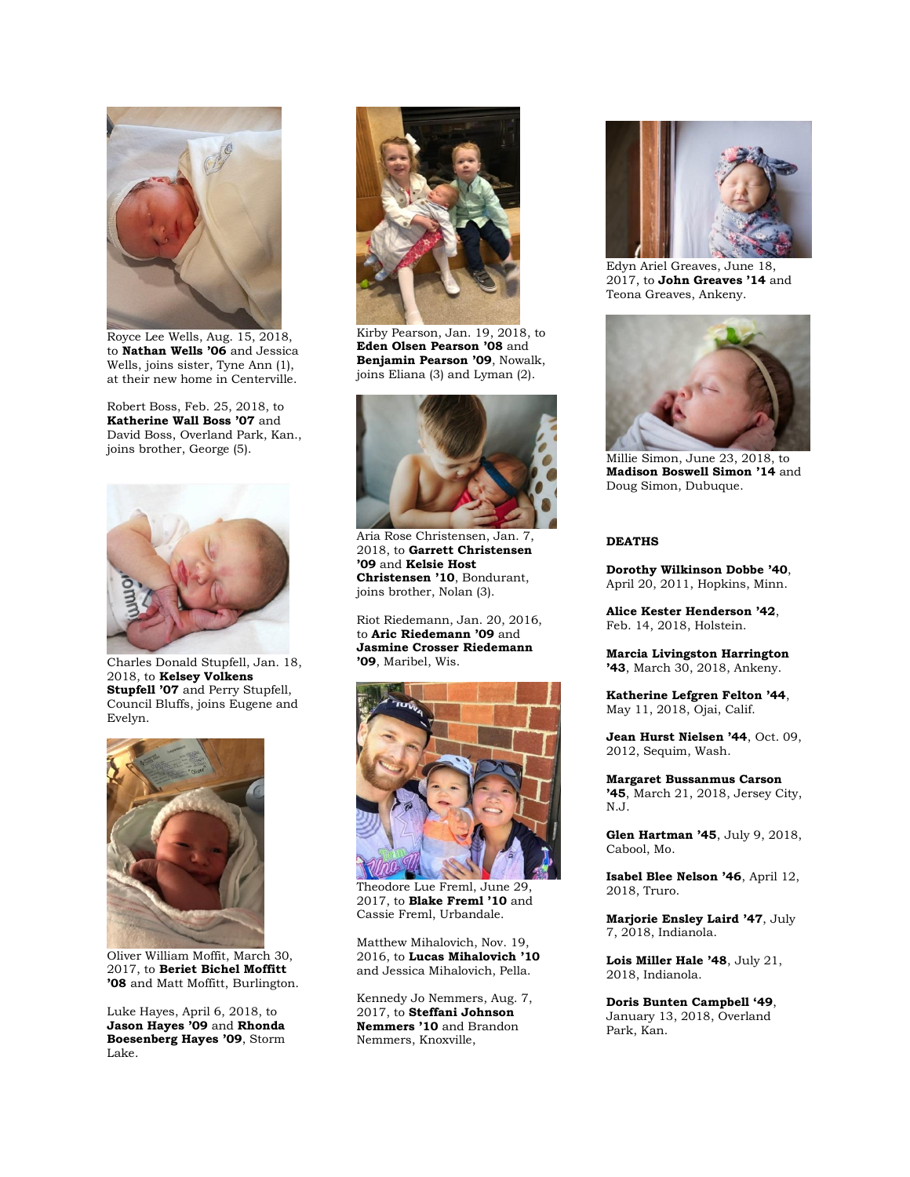Royce Lee Wells, Aug. 15, 2018, to **Nathan Wells '06** and Jessica Wells, joins sister, Tyne Ann (1), at their new home in Centerville.

Robert Boss, Feb. 25, 2018, to **Katherine Wall Boss '07** and David Boss, Overland Park, Kan., joins brother, George (5).

Charles Donald Stupfell, Jan. 18, 2018, to **Kelsey Volkens Stupfell '07** and Perry Stupfell, Council Bluffs, joins Eugene and Evelyn.

Oliver William Moffit, March 30, 2017, to **Beriet Bichel Moffitt '08** and Matt Moffitt, Burlington.

Luke Hayes, April 6, 2018, to **Jason Hayes '09** and **Rhonda Boesenberg Hayes '09**, Storm Lake.

Kirby Pearson, Jan. 19, 2018, to **Eden Olsen Pearson '08** and **Benjamin Pearson '09**, Nowalk, joins Eliana (3) and Lyman (2).

Aria Rose Christensen, Jan. 7, 2018, to **Garrett Christensen '09** and **Kelsie Host Christensen '10**, Bondurant, joins brother, Nolan (3).

Riot Riedemann, Jan. 20, 2016, to **Aric Riedemann '09** and **Jasmine Crosser Riedemann '09**, Maribel, Wis.

Theodore Lue Freml, June 29, 2017, to **Blake Freml '10** and Cassie Freml, Urbandale.

Matthew Mihalovich, Nov. 19, 2016, to **Lucas Mihalovich '10** and Jessica Mihalovich, Pella.

Kennedy Jo Nemmers, Aug. 7, 2017, to **Steffani Johnson Nemmers '10** and Brandon Nemmers, Knoxville,

Edyn Ariel Greaves, June 18, 2017, to **John Greaves '14** and Teona Greaves, Ankeny.

Millie Simon, June 23, 2018, to **Madison Boswell Simon '14** and Doug Simon, Dubuque.

**DEATHS**

**Dorothy Wilkinson Dobbe '40**, April 20, 2011, Hopkins, Minn.

**Alice Kester Henderson '42**, Feb. 14, 2018, Holstein.

**Marcia Livingston Harrington '43**, March 30, 2018, Ankeny.

**Katherine Lefgren Felton '44**, May 11, 2018, Ojai, Calif.

**Jean Hurst Nielsen '44**, Oct. 09, 2012, Sequim, Wash.

**Margaret Bussanmus Carson '45**, March 21, 2018, Jersey City, N.J.

**Glen Hartman '45**, July 9, 2018, Cabool, Mo.

**Isabel Blee Nelson '46**, April 12, 2018, Truro.

**Marjorie Ensley Laird '47**, July 7, 2018, Indianola.

**Lois Miller Hale '48**, July 21, 2018, Indianola.

**Doris Bunten Campbell '49**, January 13, 2018, Overland Park, Kan.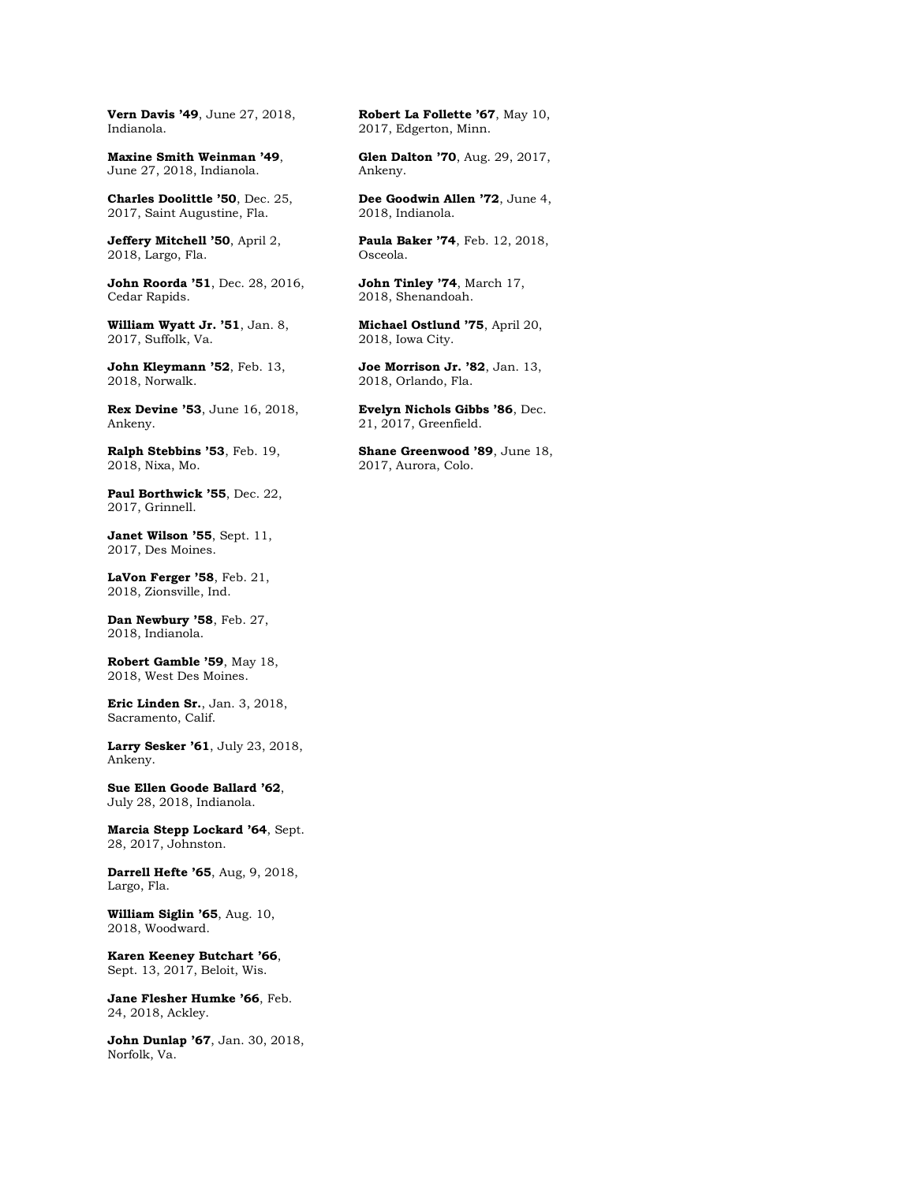**Vern Davis ’49**, June 27, 2018, Indianola.

**Maxine Smith Weinman ’49**, June 27, 2018, Indianola.

**Charles Doolittle ’50**, Dec. 25, 2017, Saint Augustine, Fla.

**Jeffery Mitchell ’50**, April 2, 2018, Largo, Fla.

**John Roorda ’51**, Dec. 28, 2016, Cedar Rapids.

**William Wyatt Jr. ’51**, Jan. 8, 2017, Suffolk, Va.

**John Kleymann ’52**, Feb. 13, 2018, Norwalk.

**Rex Devine ’53**, June 16, 2018, Ankeny.

**Ralph Stebbins ’53**, Feb. 19, 2018, Nixa, Mo.

**Paul Borthwick ’55**, Dec. 22, 2017, Grinnell.

**Janet Wilson ’55**, Sept. 11, 2017, Des Moines.

**LaVon Ferger ’58**, Feb. 21, 2018, Zionsville, Ind.

**Dan Newbury ’58**, Feb. 27, 2018, Indianola.

**Robert Gamble ’59**, May 18, 2018, West Des Moines.

**Eric Linden Sr.**, Jan. 3, 2018, Sacramento, Calif.

**Larry Sesker ’61**, July 23, 2018, Ankeny.

**Sue Ellen Goode Ballard ’62**, July 28, 2018, Indianola.

**Marcia Stepp Lockard ’64**, Sept. 28, 2017, Johnston.

**Darrell Hefte ’65**, Aug, 9, 2018, Largo, Fla.

**William Siglin ’65**, Aug. 10, 2018, Woodward.

**Karen Keeney Butchart ’66**, Sept. 13, 2017, Beloit, Wis.

**Jane Flesher Humke ’66**, Feb. 24, 2018, Ackley.

**John Dunlap ’67**, Jan. 30, 2018, Norfolk, Va.

**Robert La Follette ’67**, May 10, 2017, Edgerton, Minn.

**Glen Dalton ’70**, Aug. 29, 2017, Ankeny.

**Dee Goodwin Allen ’72**, June 4, 2018, Indianola.

**Paula Baker ’74**, Feb. 12, 2018, Osceola.

**John Tinley ’74**, March 17, 2018, Shenandoah.

**Michael Ostlund ’75**, April 20, 2018, Iowa City.

**Joe Morrison Jr. ’82**, Jan. 13, 2018, Orlando, Fla.

**Evelyn Nichols Gibbs ’86**, Dec. 21, 2017, Greenfield.

**Shane Greenwood ’89**, June 18, 2017, Aurora, Colo.